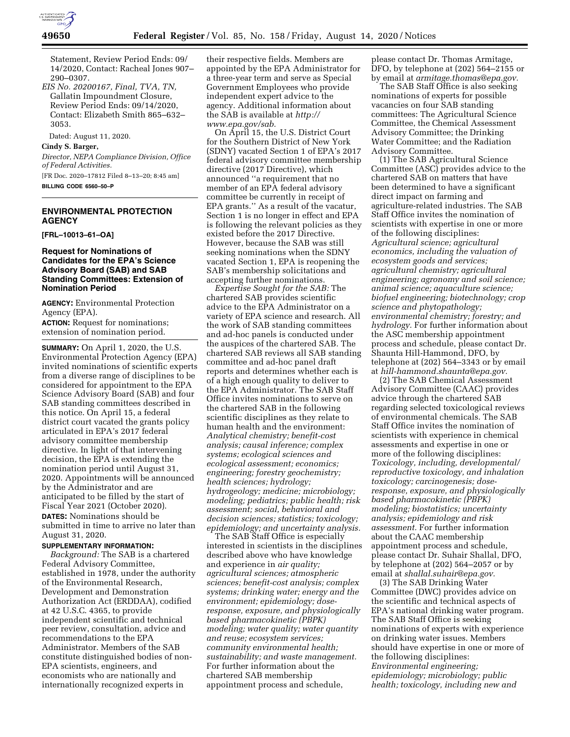Statement, Review Period Ends: 09/14/2020, Contact: Racheal Jones 907–290–0307.

*EIS No. 20200167, Final, TVA, TN,* Gallatin Impoundment Closure, Review Period Ends: 09/14/2020, Contact: Elizabeth Smith 865–632–3053.

Dated: August 11, 2020.

**Cindy S. Barger,**

*Director, NEPA Compliance Division, Office of Federal Activities.*

[FR Doc. 2020–17812 Filed 8–13–20; 8:45 am]

**BILLING CODE 6560–50–P**

## ENVIRONMENTAL PROTECTION AGENCY

**[FRL–10013–61–OA]**

### Request for Nominations of Candidates for the EPA's Science Advisory Board (SAB) and SAB Standing Committees: Extension of Nomination Period

**AGENCY:** Environmental Protection Agency (EPA).

**ACTION:** Request for nominations; extension of nomination period.

**SUMMARY:** On April 1, 2020, the U.S. Environmental Protection Agency (EPA) invited nominations of scientific experts from a diverse range of disciplines to be considered for appointment to the EPA Science Advisory Board (SAB) and four SAB standing committees described in this notice. On April 15, a federal district court vacated the grants policy articulated in EPA's 2017 federal advisory committee membership directive. In light of that intervening decision, the EPA is extending the nomination period until August 31, 2020. Appointments will be announced by the Administrator and are anticipated to be filled by the start of Fiscal Year 2021 (October 2020).

**DATES:** Nominations should be submitted in time to arrive no later than August 31, 2020.

**SUPPLEMENTARY INFORMATION:**

*Background:* The SAB is a chartered Federal Advisory Committee, established in 1978, under the authority of the Environmental Research, Development and Demonstration Authorization Act (ERDDAA), codified at 42 U.S.C. 4365, to provide independent scientific and technical peer review, consultation, advice and recommendations to the EPA Administrator. Members of the SAB constitute distinguished bodies of non-EPA scientists, engineers, and economists who are nationally and internationally recognized experts in their respective fields. Members are appointed by the EPA Administrator for a three-year term and serve as Special Government Employees who provide independent expert advice to the agency. Additional information about the SAB is available at *http://www.epa.gov/sab.*

On April 15, the U.S. District Court for the Southern District of New York (SDNY) vacated Section 1 of EPA's 2017 federal advisory committee membership directive (2017 Directive), which announced "a requirement that no member of an EPA federal advisory committee be currently in receipt of EPA grants." As a result of the vacatur, Section 1 is no longer in effect and EPA is following the relevant policies as they existed before the 2017 Directive. However, because the SAB was still seeking nominations when the SDNY vacated Section 1, EPA is reopening the SAB's membership solicitations and accepting further nominations.

*Expertise Sought for the SAB:* The chartered SAB provides scientific advice to the EPA Administrator on a variety of EPA science and research. All the work of SAB standing committees and ad-hoc panels is conducted under the auspices of the chartered SAB. The chartered SAB reviews all SAB standing committee and ad-hoc panel draft reports and determines whether each is of a high enough quality to deliver to the EPA Administrator. The SAB Staff Office invites nominations to serve on the chartered SAB in the following scientific disciplines as they relate to human health and the environment: *Analytical chemistry; benefit-cost analysis; causal inference; complex systems; ecological sciences and ecological assessment; economics; engineering; forestry geochemistry; health sciences; hydrology; hydrogeology; medicine; microbiology; modeling; pediatrics; public health; risk assessment; social, behavioral and decision sciences; statistics; toxicology; epidemiology; and uncertainty analysis.*

The SAB Staff Office is especially interested in scientists in the disciplines described above who have knowledge and experience in *air quality; agricultural sciences; atmospheric sciences; benefit-cost analysis; complex systems; drinking water; energy and the environment; epidemiology; dose-response, exposure, and physiologically based pharmacokinetic (PBPK) modeling; water quality; water quantity and reuse; ecosystem services; community environmental health; sustainability; and waste management.* For further information about the chartered SAB membership appointment process and schedule, please contact Dr. Thomas Armitage, DFO, by telephone at (202) 564–2155 or by email at *armitage.thomas@epa.gov.*

The SAB Staff Office is also seeking nominations of experts for possible vacancies on four SAB standing committees: The Agricultural Science Committee, the Chemical Assessment Advisory Committee; the Drinking Water Committee; and the Radiation Advisory Committee.

(1) The SAB Agricultural Science Committee (ASC) provides advice to the chartered SAB on matters that have been determined to have a significant direct impact on farming and agriculture-related industries. The SAB Staff Office invites the nomination of scientists with expertise in one or more of the following disciplines: *Agricultural science; agricultural economics, including the valuation of ecosystem goods and services; agricultural chemistry; agricultural engineering; agronomy and soil science; animal science; aquaculture science; biofuel engineering; biotechnology; crop science and phytopathology; environmental chemistry; forestry; and hydrology.* For further information about the ASC membership appointment process and schedule, please contact Dr. Shaunta Hill-Hammond, DFO, by telephone at (202) 564–3343 or by email at *hill-hammond.shaunta@epa.gov.*

(2) The SAB Chemical Assessment Advisory Committee (CAAC) provides advice through the chartered SAB regarding selected toxicological reviews of environmental chemicals. The SAB Staff Office invites the nomination of scientists with experience in chemical assessments and expertise in one or more of the following disciplines: *Toxicology, including, developmental/reproductive toxicology, and inhalation toxicology; carcinogenesis; dose-response, exposure, and physiologically based pharmacokinetic (PBPK) modeling; biostatistics; uncertainty analysis; epidemiology and risk assessment.* For further information about the CAAC membership appointment process and schedule, please contact Dr. Suhair Shallal, DFO, by telephone at (202) 564–2057 or by email at *shallal.suhair@epa.gov.*

(3) The SAB Drinking Water Committee (DWC) provides advice on the scientific and technical aspects of EPA's national drinking water program. The SAB Staff Office is seeking nominations of experts with experience on drinking water issues. Members should have expertise in one or more of the following disciplines: *Environmental engineering; epidemiology; microbiology; public health; toxicology, including new and*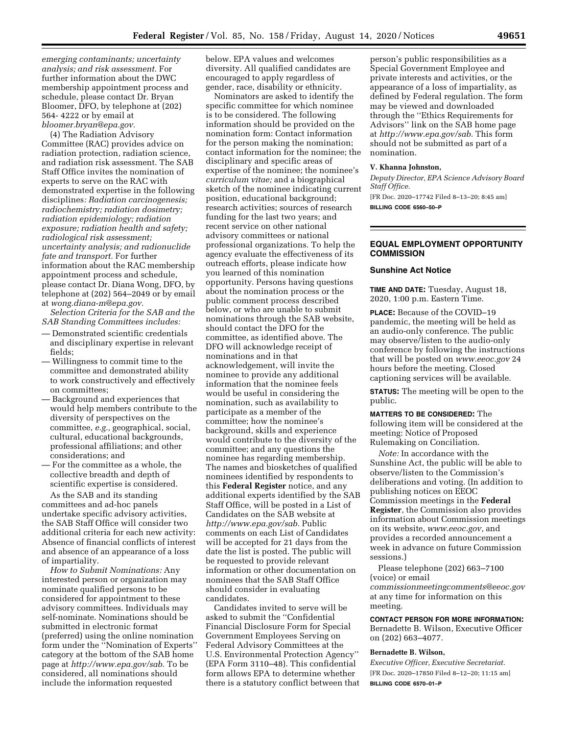*emerging contaminants; uncertainty analysis; and risk assessment.* For further information about the DWC membership appointment process and schedule, please contact Dr. Bryan Bloomer, DFO, by telephone at (202) 564- 4222 or by email at *bloomer.bryan@epa.gov.*

(4) The Radiation Advisory Committee (RAC) provides advice on radiation protection, radiation science, and radiation risk assessment. The SAB Staff Office invites the nomination of experts to serve on the RAC with demonstrated expertise in the following disciplines*: Radiation carcinogenesis; radiochemistry; radiation dosimetry; radiation epidemiology; radiation exposure; radiation health and safety; radiological risk assessment; uncertainty analysis; and radionuclide fate and transport.* For further information about the RAC membership appointment process and schedule, please contact Dr. Diana Wong, DFO, by telephone at (202) 564–2049 or by email at *wong.diana-m@epa.gov.*

*Selection Criteria for the SAB and the SAB Standing Committees includes:*

- Demonstrated scientific credentials and disciplinary expertise in relevant fields;
- Willingness to commit time to the committee and demonstrated ability to work constructively and effectively on committees;
- Background and experiences that would help members contribute to the diversity of perspectives on the committee, *e.g.,* geographical, social, cultural, educational backgrounds, professional affiliations; and other considerations; and
- For the committee as a whole, the collective breadth and depth of scientific expertise is considered.

As the SAB and its standing committees and ad-hoc panels undertake specific advisory activities, the SAB Staff Office will consider two additional criteria for each new activity: Absence of financial conflicts of interest and absence of an appearance of a loss of impartiality.

*How to Submit Nominations:* Any interested person or organization may nominate qualified persons to be considered for appointment to these advisory committees. Individuals may self-nominate. Nominations should be submitted in electronic format (preferred) using the online nomination form under the ''Nomination of Experts'' category at the bottom of the SAB home page at *http://www.epa.gov/sab.* To be considered, all nominations should include the information requested below. EPA values and welcomes diversity. All qualified candidates are encouraged to apply regardless of gender, race, disability or ethnicity.

Nominators are asked to identify the specific committee for which nominee is to be considered. The following information should be provided on the nomination form: Contact information for the person making the nomination; contact information for the nominee; the disciplinary and specific areas of expertise of the nominee; the nominee's *curriculum vitae;* and a biographical sketch of the nominee indicating current position, educational background; research activities; sources of research funding for the last two years; and recent service on other national advisory committees or national professional organizations. To help the agency evaluate the effectiveness of its outreach efforts, please indicate how you learned of this nomination opportunity. Persons having questions about the nomination process or the public comment process described below, or who are unable to submit nominations through the SAB website, should contact the DFO for the committee, as identified above. The DFO will acknowledge receipt of nominations and in that acknowledgement, will invite the nominee to provide any additional information that the nominee feels would be useful in considering the nomination, such as availability to participate as a member of the committee; how the nominee's background, skills and experience would contribute to the diversity of the committee; and any questions the nominee has regarding membership. The names and biosketches of qualified nominees identified by respondents to this **Federal Register** notice, and any additional experts identified by the SAB Staff Office, will be posted in a List of Candidates on the SAB website at *http://www.epa.gov/sab.* Public comments on each List of Candidates will be accepted for 21 days from the date the list is posted. The public will be requested to provide relevant information or other documentation on nominees that the SAB Staff Office should consider in evaluating candidates.

Candidates invited to serve will be asked to submit the ''Confidential Financial Disclosure Form for Special Government Employees Serving on Federal Advisory Committees at the U.S. Environmental Protection Agency'' (EPA Form 3110–48). This confidential form allows EPA to determine whether there is a statutory conflict between that person's public responsibilities as a Special Government Employee and private interests and activities, or the appearance of a loss of impartiality, as defined by Federal regulation. The form may be viewed and downloaded through the ''Ethics Requirements for Advisors'' link on the SAB home page at *http://www.epa.gov/sab.* This form should not be submitted as part of a nomination.

**V. Khanna Johnston,**

*Deputy Director, EPA Science Advisory Board Staff Office.*

[FR Doc. 2020–17742 Filed 8–13–20; 8:45 am]

**BILLING CODE 6560–50–P**

## EQUAL EMPLOYMENT OPPORTUNITY COMMISSION

### Sunshine Act Notice

**TIME AND DATE:** Tuesday, August 18, 2020, 1:00 p.m. Eastern Time.

**PLACE:** Because of the COVID–19 pandemic, the meeting will be held as an audio-only conference. The public may observe/listen to the audio-only conference by following the instructions that will be posted on *www.eeoc.gov* 24 hours before the meeting. Closed captioning services will be available.

**STATUS:** The meeting will be open to the public.

**MATTERS TO BE CONSIDERED:** The following item will be considered at the meeting: Notice of Proposed Rulemaking on Conciliation.

*Note:* In accordance with the Sunshine Act, the public will be able to observe/listen to the Commission's deliberations and voting. (In addition to publishing notices on EEOC Commission meetings in the **Federal Register**, the Commission also provides information about Commission meetings on its website, *www.eeoc.gov,* and provides a recorded announcement a week in advance on future Commission sessions.)

Please telephone (202) 663–7100 (voice) or email *commissionmeetingcomments@eeoc.gov* at any time for information on this meeting.

**CONTACT PERSON FOR MORE INFORMATION:** Bernadette B. Wilson, Executive Officer on (202) 663–4077.

**Bernadette B. Wilson,**

*Executive Officer, Executive Secretariat.*

[FR Doc. 2020–17850 Filed 8–12–20; 11:15 am]

**BILLING CODE 6570–01–P**